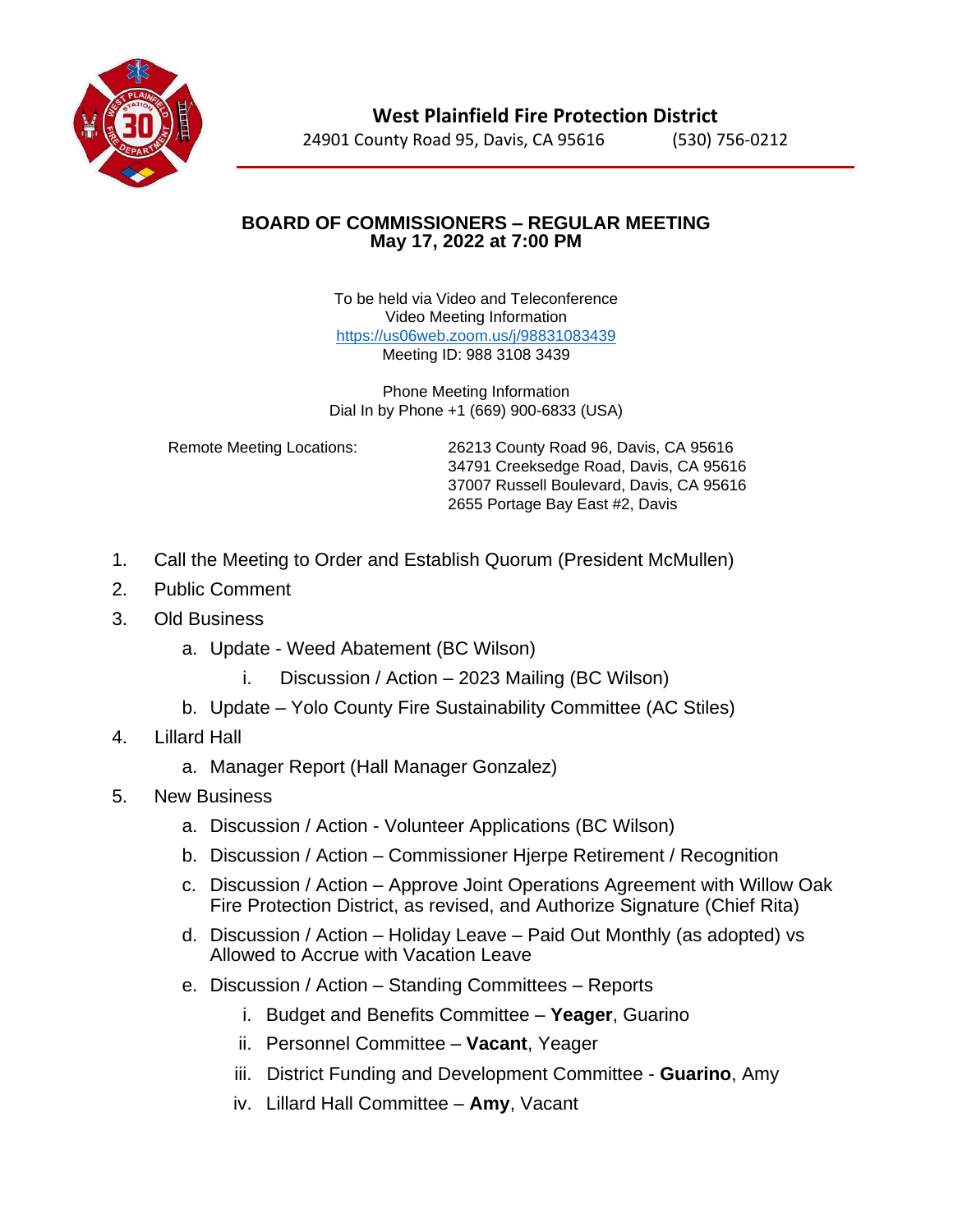# West Plainfield Fire Protection District

24901 County Road 95, Davis, CA 95616 (530) 756-0212

## BOARD OF COMMISSIONERS – REGULAR MEETING
## May 17, 2022 at 7:00 PM

To be held via Video and Teleconference
Video Meeting Information
https://us06web.zoom.us/j/98831083439
Meeting ID: 988 3108 3439

Phone Meeting Information
Dial In by Phone +1 (669) 900-6833 (USA)

Remote Meeting Locations:
26213 County Road 96, Davis, CA 95616
34791 Creeksedge Road, Davis, CA 95616
37007 Russell Boulevard, Davis, CA 95616
2655 Portage Bay East #2, Davis

1. Call the Meeting to Order and Establish Quorum (President McMullen)
2. Public Comment
3. Old Business
   a. Update - Weed Abatement (BC Wilson)
      i. Discussion / Action – 2023 Mailing (BC Wilson)
   b. Update – Yolo County Fire Sustainability Committee (AC Stiles)
4. Lillard Hall
   a. Manager Report (Hall Manager Gonzalez)
5. New Business
   a. Discussion / Action - Volunteer Applications (BC Wilson)
   b. Discussion / Action – Commissioner Hjerpe Retirement / Recognition
   c. Discussion / Action – Approve Joint Operations Agreement with Willow Oak Fire Protection District, as revised, and Authorize Signature (Chief Rita)
   d. Discussion / Action – Holiday Leave – Paid Out Monthly (as adopted) vs Allowed to Accrue with Vacation Leave
   e. Discussion / Action – Standing Committees – Reports
      i. Budget and Benefits Committee – **Yeager**, Guarino
      ii. Personnel Committee – **Vacant**, Yeager
      iii. District Funding and Development Committee - **Guarino**, Amy
      iv. Lillard Hall Committee – **Amy**, Vacant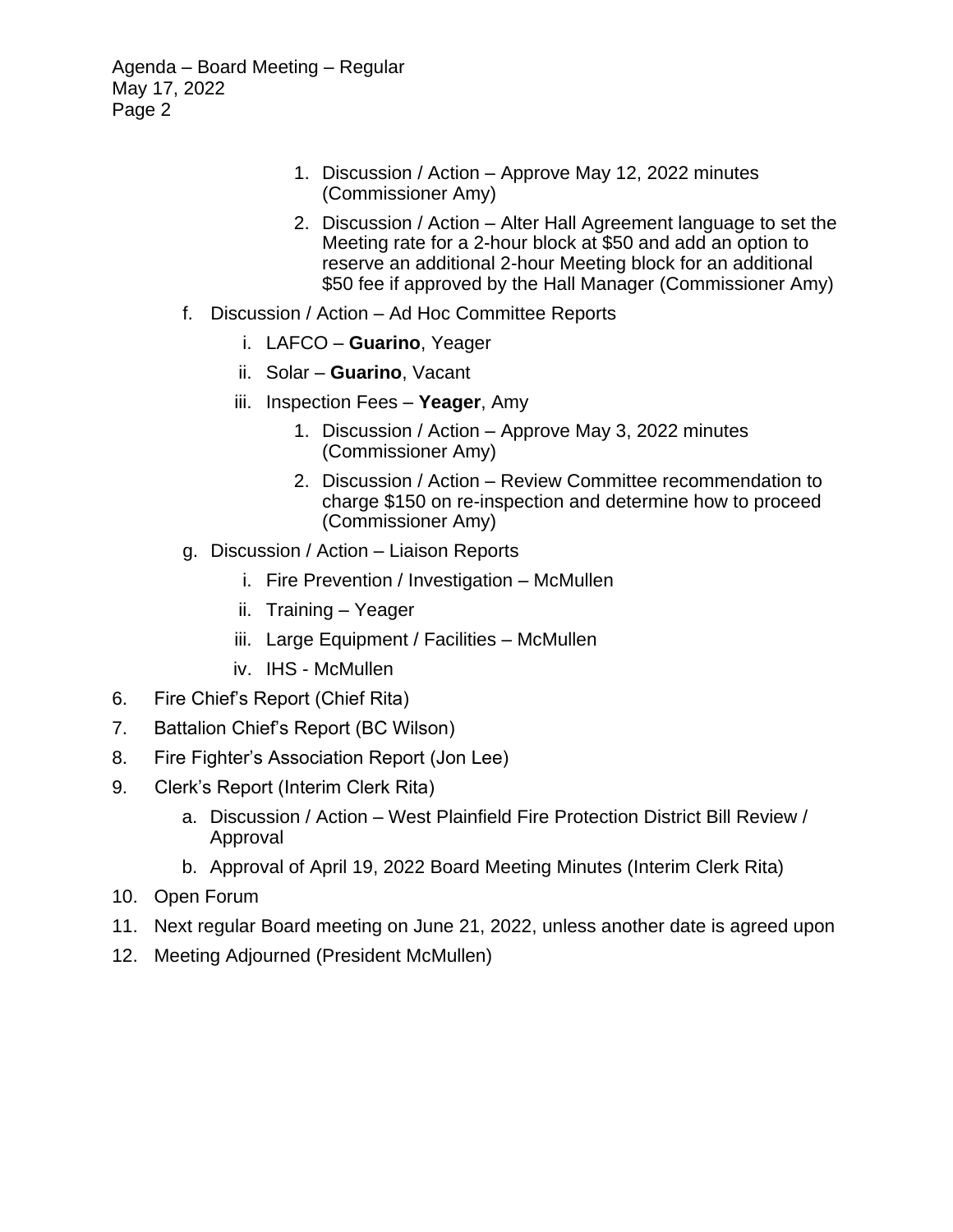1. Discussion / Action – Approve May 12, 2022 minutes (Commissioner Amy)
2. Discussion / Action – Alter Hall Agreement language to set the Meeting rate for a 2-hour block at $50 and add an option to reserve an additional 2-hour Meeting block for an additional $50 fee if approved by the Hall Manager (Commissioner Amy)

f. Discussion / Action – Ad Hoc Committee Reports

   i. LAFCO – **Guarino**, Yeager

   ii. Solar – **Guarino**, Vacant

   iii. Inspection Fees – **Yeager**, Amy

      1. Discussion / Action – Approve May 3, 2022 minutes (Commissioner Amy)
      2. Discussion / Action – Review Committee recommendation to charge $150 on re-inspection and determine how to proceed (Commissioner Amy)

g. Discussion / Action – Liaison Reports

   i. Fire Prevention / Investigation – McMullen

   ii. Training – Yeager

   iii. Large Equipment / Facilities – McMullen

   iv. IHS - McMullen

6. Fire Chief's Report (Chief Rita)
7. Battalion Chief's Report (BC Wilson)
8. Fire Fighter's Association Report (Jon Lee)
9. Clerk's Report (Interim Clerk Rita)

   a. Discussion / Action – West Plainfield Fire Protection District Bill Review / Approval

   b. Approval of April 19, 2022 Board Meeting Minutes (Interim Clerk Rita)

10. Open Forum
11. Next regular Board meeting on June 21, 2022, unless another date is agreed upon
12. Meeting Adjourned (President McMullen)